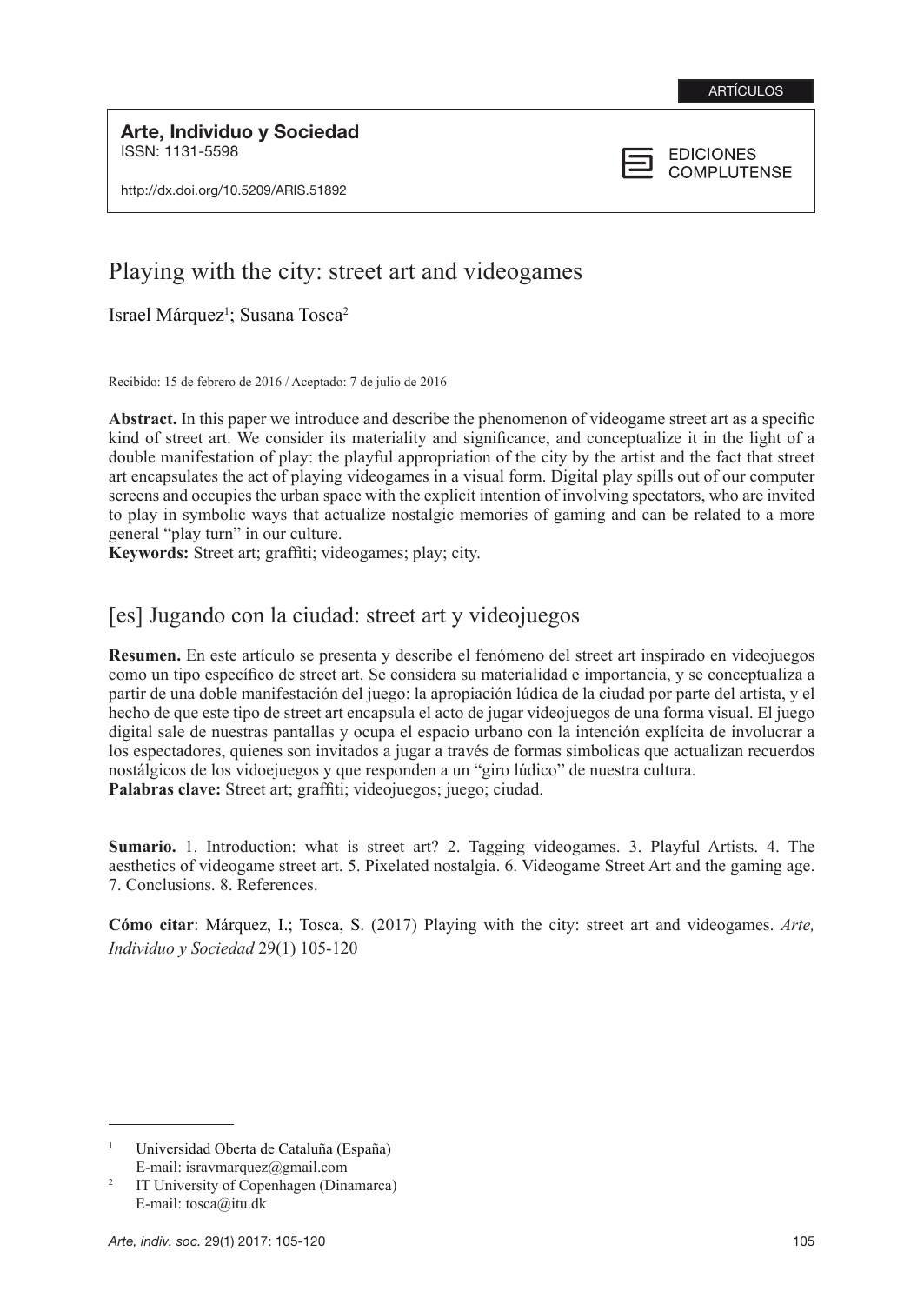ARTÍCULOS

**Arte, Individuo y Sociedad**
ISSN: 1131-5598

http://dx.doi.org/10.5209/ARIS.51892

EDICIONES COMPLUTENSE

# Playing with the city: street art and videogames

Israel Márquez[1]; Susana Tosca[2]

Recibido: 15 de febrero de 2016 / Aceptado: 7 de julio de 2016

**Abstract.** In this paper we introduce and describe the phenomenon of videogame street art as a specific kind of street art. We consider its materiality and significance, and conceptualize it in the light of a double manifestation of play: the playful appropriation of the city by the artist and the fact that street art encapsulates the act of playing videogames in a visual form. Digital play spills out of our computer screens and occupies the urban space with the explicit intention of involving spectators, who are invited to play in symbolic ways that actualize nostalgic memories of gaming and can be related to a more general "play turn" in our culture.
**Keywords:** Street art; graffiti; videogames; play; city.

## [es] Jugando con la ciudad: street art y videojuegos

**Resumen.** En este artículo se presenta y describe el fenómeno del street art inspirado en videojuegos como un tipo específico de street art. Se considera su materialidad e importancia, y se conceptualiza a partir de una doble manifestación del juego: la apropiación lúdica de la ciudad por parte del artista, y el hecho de que este tipo de street art encapsula el acto de jugar videojuegos de una forma visual. El juego digital sale de nuestras pantallas y ocupa el espacio urbano con la intención explícita de involucrar a los espectadores, quienes son invitados a jugar a través de formas simbolicas que actualizan recuerdos nostálgicos de los vidoejuegos y que responden a un "giro lúdico" de nuestra cultura.
**Palabras clave:** Street art; graffiti; videojuegos; juego; ciudad.

**Sumario.** 1. Introduction: what is street art? 2. Tagging videogames. 3. Playful Artists. 4. The aesthetics of videogame street art. 5. Pixelated nostalgia. 6. Videogame Street Art and the gaming age. 7. Conclusions. 8. References.

**Cómo citar**: Márquez, I.; Tosca, S. (2017) Playing with the city: street art and videogames. *Arte, Individuo y Sociedad* 29(1) 105-120

---

[1] Universidad Oberta de Cataluña (España)
E-mail: isravmarquez@gmail.com

[2] IT University of Copenhagen (Dinamarca)
E-mail: tosca@itu.dk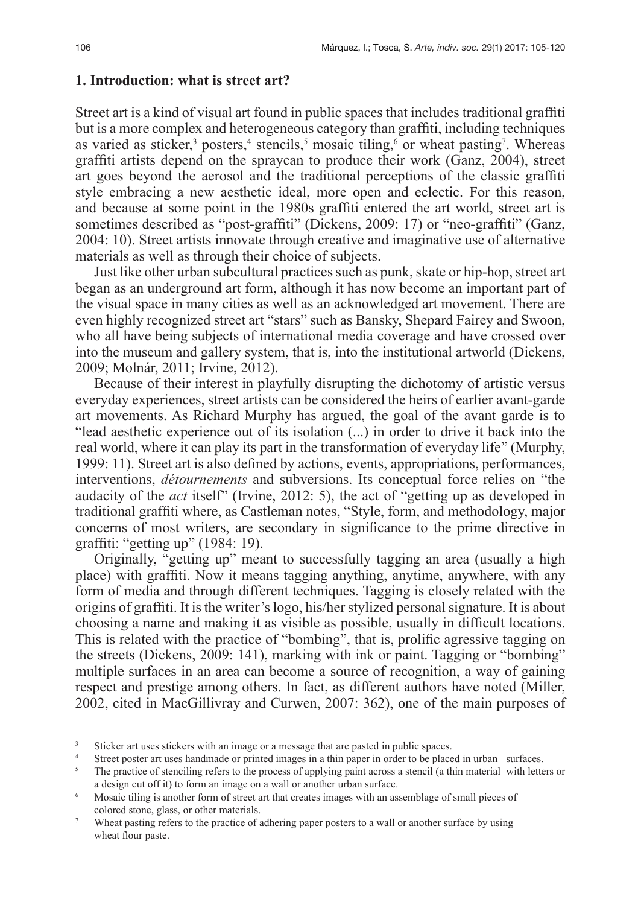## 1. Introduction: what is street art?

Street art is a kind of visual art found in public spaces that includes traditional graffiti but is a more complex and heterogeneous category than graffiti, including techniques as varied as sticker,[3] posters,[4] stencils,[5] mosaic tiling,[6] or wheat pasting[7]. Whereas graffiti artists depend on the spraycan to produce their work (Ganz, 2004), street art goes beyond the aerosol and the traditional perceptions of the classic graffiti style embracing a new aesthetic ideal, more open and eclectic. For this reason, and because at some point in the 1980s graffiti entered the art world, street art is sometimes described as "post-graffiti" (Dickens, 2009: 17) or "neo-graffiti" (Ganz, 2004: 10). Street artists innovate through creative and imaginative use of alternative materials as well as through their choice of subjects.

Just like other urban subcultural practices such as punk, skate or hip-hop, street art began as an underground art form, although it has now become an important part of the visual space in many cities as well as an acknowledged art movement. There are even highly recognized street art "stars" such as Bansky, Shepard Fairey and Swoon, who all have being subjects of international media coverage and have crossed over into the museum and gallery system, that is, into the institutional artworld (Dickens, 2009; Molnár, 2011; Irvine, 2012).

Because of their interest in playfully disrupting the dichotomy of artistic versus everyday experiences, street artists can be considered the heirs of earlier avant-garde art movements. As Richard Murphy has argued, the goal of the avant garde is to "lead aesthetic experience out of its isolation (...) in order to drive it back into the real world, where it can play its part in the transformation of everyday life" (Murphy, 1999: 11). Street art is also defined by actions, events, appropriations, performances, interventions, *détournements* and subversions. Its conceptual force relies on "the audacity of the *act* itself" (Irvine, 2012: 5), the act of "getting up as developed in traditional graffiti where, as Castleman notes, "Style, form, and methodology, major concerns of most writers, are secondary in significance to the prime directive in graffiti: "getting up" (1984: 19).

Originally, "getting up" meant to successfully tagging an area (usually a high place) with graffiti. Now it means tagging anything, anytime, anywhere, with any form of media and through different techniques. Tagging is closely related with the origins of graffiti. It is the writer's logo, his/her stylized personal signature. It is about choosing a name and making it as visible as possible, usually in difficult locations. This is related with the practice of "bombing", that is, prolific agressive tagging on the streets (Dickens, 2009: 141), marking with ink or paint. Tagging or "bombing" multiple surfaces in an area can become a source of recognition, a way of gaining respect and prestige among others. In fact, as different authors have noted (Miller, 2002, cited in MacGillivray and Curwen, 2007: 362), one of the main purposes of

---

[3] Sticker art uses stickers with an image or a message that are pasted in public spaces.

[4] Street poster art uses handmade or printed images in a thin paper in order to be placed in urban surfaces.

[5] The practice of stenciling refers to the process of applying paint across a stencil (a thin material with letters or a design cut off it) to form an image on a wall or another urban surface.

[6] Mosaic tiling is another form of street art that creates images with an assemblage of small pieces of colored stone, glass, or other materials.

[7] Wheat pasting refers to the practice of adhering paper posters to a wall or another surface by using wheat flour paste.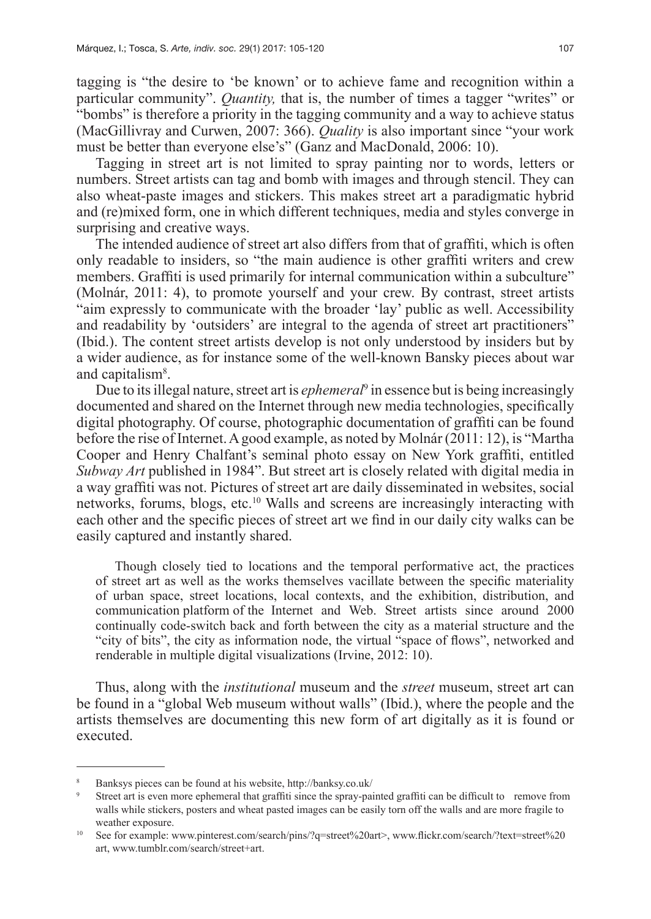tagging is "the desire to 'be known' or to achieve fame and recognition within a particular community". *Quantity,* that is, the number of times a tagger "writes" or "bombs" is therefore a priority in the tagging community and a way to achieve status (MacGillivray and Curwen, 2007: 366). *Quality* is also important since "your work must be better than everyone else's" (Ganz and MacDonald, 2006: 10).

Tagging in street art is not limited to spray painting nor to words, letters or numbers. Street artists can tag and bomb with images and through stencil. They can also wheat-paste images and stickers. This makes street art a paradigmatic hybrid and (re)mixed form, one in which different techniques, media and styles converge in surprising and creative ways.

The intended audience of street art also differs from that of graffiti, which is often only readable to insiders, so "the main audience is other graffiti writers and crew members. Graffiti is used primarily for internal communication within a subculture" (Molnár, 2011: 4), to promote yourself and your crew. By contrast, street artists "aim expressly to communicate with the broader 'lay' public as well. Accessibility and readability by 'outsiders' are integral to the agenda of street art practitioners" (Ibid.). The content street artists develop is not only understood by insiders but by a wider audience, as for instance some of the well-known Bansky pieces about war and capitalism[8].

Due to its illegal nature, street art is *ephemeral*[9] in essence but is being increasingly documented and shared on the Internet through new media technologies, specifically digital photography. Of course, photographic documentation of graffiti can be found before the rise of Internet. A good example, as noted by Molnár (2011: 12), is "Martha Cooper and Henry Chalfant's seminal photo essay on New York graffiti, entitled *Subway Art* published in 1984". But street art is closely related with digital media in a way graffiti was not. Pictures of street art are daily disseminated in websites, social networks, forums, blogs, etc.[10] Walls and screens are increasingly interacting with each other and the specific pieces of street art we find in our daily city walks can be easily captured and instantly shared.

> Though closely tied to locations and the temporal performative act, the practices of street art as well as the works themselves vacillate between the specific materiality of urban space, street locations, local contexts, and the exhibition, distribution, and communication platform of the Internet and Web. Street artists since around 2000 continually code-switch back and forth between the city as a material structure and the "city of bits", the city as information node, the virtual "space of flows", networked and renderable in multiple digital visualizations (Irvine, 2012: 10).

Thus, along with the *institutional* museum and the *street* museum, street art can be found in a "global Web museum without walls" (Ibid.), where the people and the artists themselves are documenting this new form of art digitally as it is found or executed.

---

[8] Banksys pieces can be found at his website, http://banksy.co.uk/

[9] Street art is even more ephemeral that graffiti since the spray-painted graffiti can be difficult to remove from walls while stickers, posters and wheat pasted images can be easily torn off the walls and are more fragile to weather exposure.

[10] See for example: www.pinterest.com/search/pins/?q=street%20art>, www.flickr.com/search/?text=street%20 art, www.tumblr.com/search/street+art.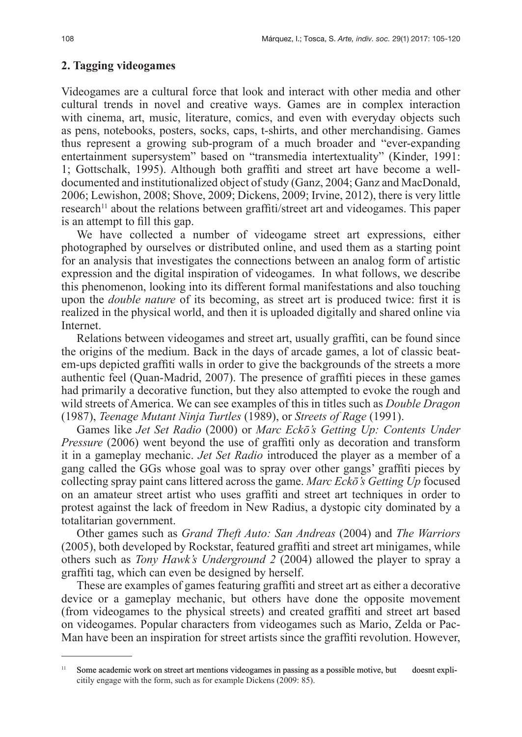## 2. Tagging videogames

Videogames are a cultural force that look and interact with other media and other cultural trends in novel and creative ways. Games are in complex interaction with cinema, art, music, literature, comics, and even with everyday objects such as pens, notebooks, posters, socks, caps, t-shirts, and other merchandising. Games thus represent a growing sub-program of a much broader and "ever-expanding entertainment supersystem" based on "transmedia intertextuality" (Kinder, 1991: 1; Gottschalk, 1995). Although both graffiti and street art have become a well-documented and institutionalized object of study (Ganz, 2004; Ganz and MacDonald, 2006; Lewishon, 2008; Shove, 2009; Dickens, 2009; Irvine, 2012), there is very little research[11] about the relations between graffiti/street art and videogames. This paper is an attempt to fill this gap.

We have collected a number of videogame street art expressions, either photographed by ourselves or distributed online, and used them as a starting point for an analysis that investigates the connections between an analog form of artistic expression and the digital inspiration of videogames. In what follows, we describe this phenomenon, looking into its different formal manifestations and also touching upon the *double nature* of its becoming, as street art is produced twice: first it is realized in the physical world, and then it is uploaded digitally and shared online via Internet.

Relations between videogames and street art, usually graffiti, can be found since the origins of the medium. Back in the days of arcade games, a lot of classic beat-em-ups depicted graffiti walls in order to give the backgrounds of the streets a more authentic feel (Quan-Madrid, 2007). The presence of graffiti pieces in these games had primarily a decorative function, but they also attempted to evoke the rough and wild streets of America. We can see examples of this in titles such as *Double Dragon* (1987), *Teenage Mutant Ninja Turtles* (1989), or *Streets of Rage* (1991).

Games like *Jet Set Radio* (2000) or *Marc Eckō's Getting Up: Contents Under Pressure* (2006) went beyond the use of graffiti only as decoration and transform it in a gameplay mechanic. *Jet Set Radio* introduced the player as a member of a gang called the GGs whose goal was to spray over other gangs' graffiti pieces by collecting spray paint cans littered across the game. *Marc Eckō's Getting Up* focused on an amateur street artist who uses graffiti and street art techniques in order to protest against the lack of freedom in New Radius, a dystopic city dominated by a totalitarian government.

Other games such as *Grand Theft Auto: San Andreas* (2004) and *The Warriors* (2005), both developed by Rockstar, featured graffiti and street art minigames, while others such as *Tony Hawk's Underground 2* (2004) allowed the player to spray a graffiti tag, which can even be designed by herself.

These are examples of games featuring graffiti and street art as either a decorative device or a gameplay mechanic, but others have done the opposite movement (from videogames to the physical streets) and created graffiti and street art based on videogames. Popular characters from videogames such as Mario, Zelda or Pac-Man have been an inspiration for street artists since the graffiti revolution. However,

---

[11] Some academic work on street art mentions videogames in passing as a possible motive, but doesnt explicitly engage with the form, such as for example Dickens (2009: 85).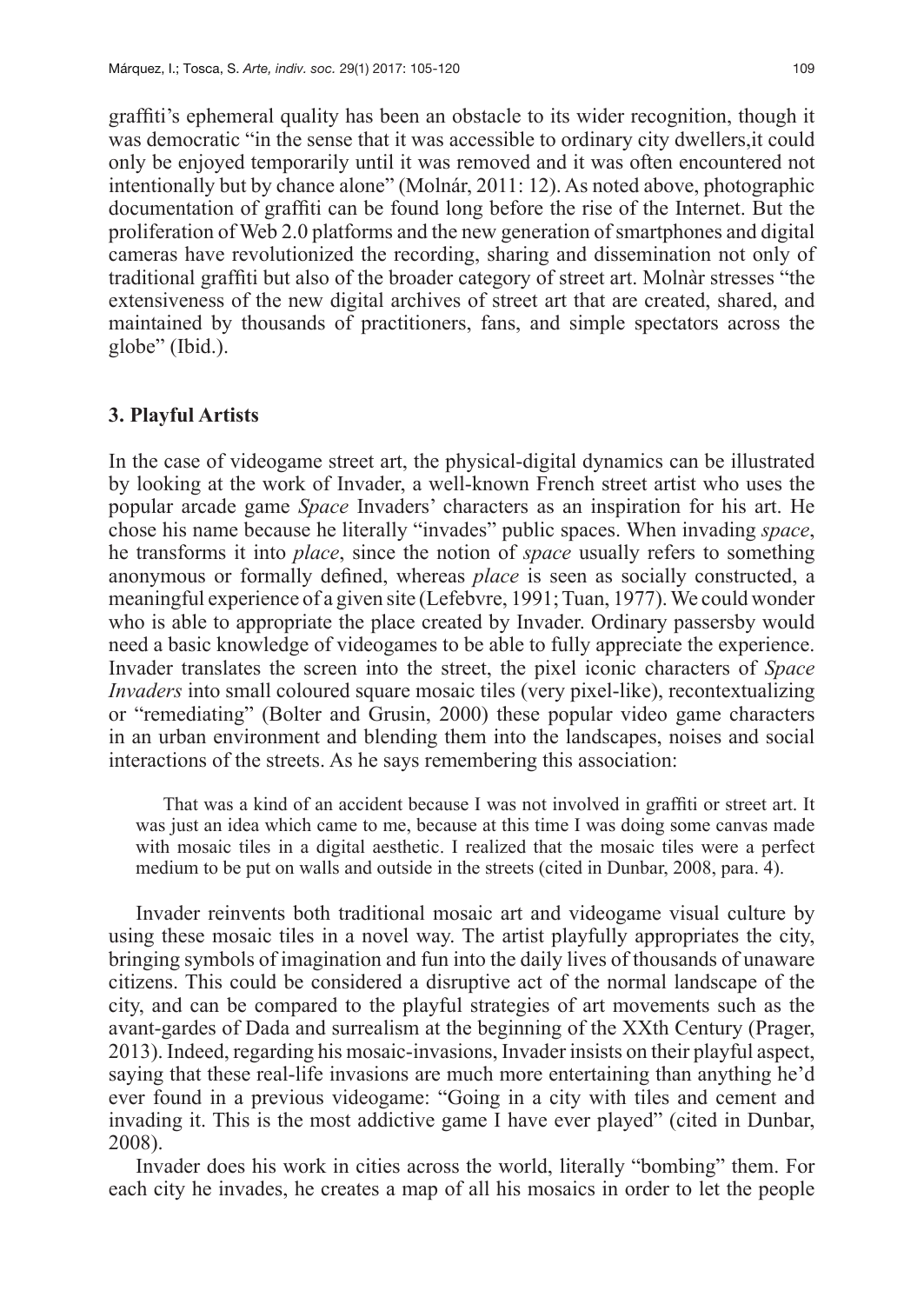graffiti's ephemeral quality has been an obstacle to its wider recognition, though it was democratic "in the sense that it was accessible to ordinary city dwellers,it could only be enjoyed temporarily until it was removed and it was often encountered not intentionally but by chance alone" (Molnár, 2011: 12). As noted above, photographic documentation of graffiti can be found long before the rise of the Internet. But the proliferation of Web 2.0 platforms and the new generation of smartphones and digital cameras have revolutionized the recording, sharing and dissemination not only of traditional graffiti but also of the broader category of street art. Molnàr stresses "the extensiveness of the new digital archives of street art that are created, shared, and maintained by thousands of practitioners, fans, and simple spectators across the globe" (Ibid.).

## 3. Playful Artists

In the case of videogame street art, the physical-digital dynamics can be illustrated by looking at the work of Invader, a well-known French street artist who uses the popular arcade game *Space* Invaders' characters as an inspiration for his art. He chose his name because he literally "invades" public spaces. When invading *space*, he transforms it into *place*, since the notion of *space* usually refers to something anonymous or formally defined, whereas *place* is seen as socially constructed, a meaningful experience of a given site (Lefebvre, 1991; Tuan, 1977). We could wonder who is able to appropriate the place created by Invader. Ordinary passersby would need a basic knowledge of videogames to be able to fully appreciate the experience. Invader translates the screen into the street, the pixel iconic characters of *Space Invaders* into small coloured square mosaic tiles (very pixel-like), recontextualizing or "remediating" (Bolter and Grusin, 2000) these popular video game characters in an urban environment and blending them into the landscapes, noises and social interactions of the streets. As he says remembering this association:

> That was a kind of an accident because I was not involved in graffiti or street art. It was just an idea which came to me, because at this time I was doing some canvas made with mosaic tiles in a digital aesthetic. I realized that the mosaic tiles were a perfect medium to be put on walls and outside in the streets (cited in Dunbar, 2008, para. 4).

Invader reinvents both traditional mosaic art and videogame visual culture by using these mosaic tiles in a novel way. The artist playfully appropriates the city, bringing symbols of imagination and fun into the daily lives of thousands of unaware citizens. This could be considered a disruptive act of the normal landscape of the city, and can be compared to the playful strategies of art movements such as the avant-gardes of Dada and surrealism at the beginning of the XXth Century (Prager, 2013). Indeed, regarding his mosaic-invasions, Invader insists on their playful aspect, saying that these real-life invasions are much more entertaining than anything he'd ever found in a previous videogame: "Going in a city with tiles and cement and invading it. This is the most addictive game I have ever played" (cited in Dunbar, 2008).

Invader does his work in cities across the world, literally "bombing" them. For each city he invades, he creates a map of all his mosaics in order to let the people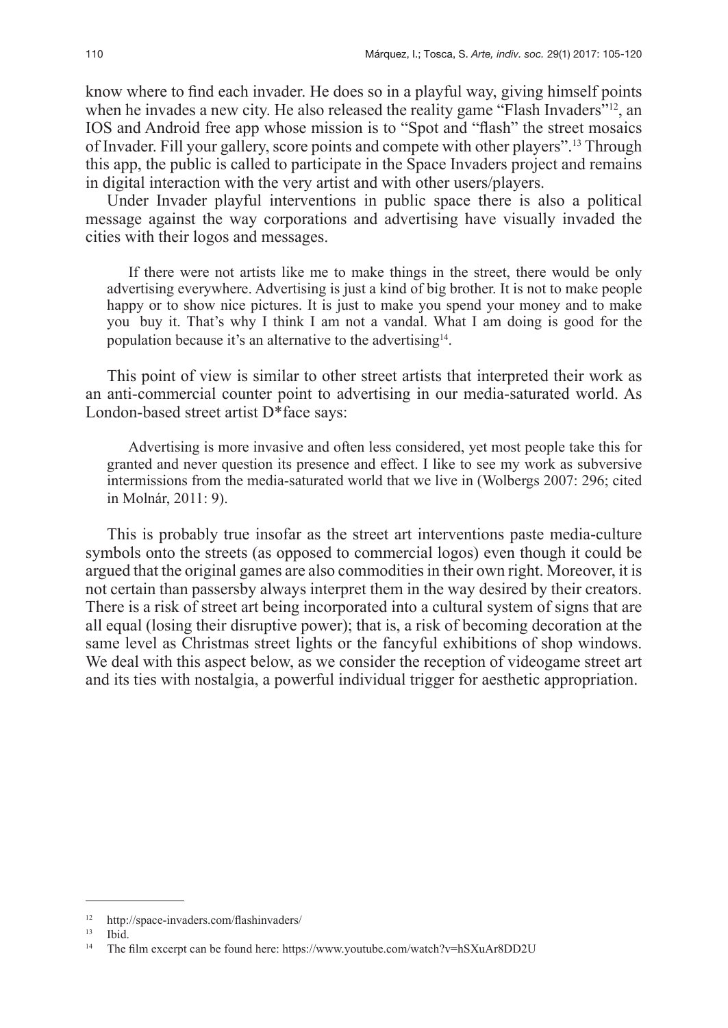know where to find each invader. He does so in a playful way, giving himself points when he invades a new city. He also released the reality game "Flash Invaders"[12], an IOS and Android free app whose mission is to "Spot and "flash" the street mosaics of Invader. Fill your gallery, score points and compete with other players".[13] Through this app, the public is called to participate in the Space Invaders project and remains in digital interaction with the very artist and with other users/players.

Under Invader playful interventions in public space there is also a political message against the way corporations and advertising have visually invaded the cities with their logos and messages.

> If there were not artists like me to make things in the street, there would be only advertising everywhere. Advertising is just a kind of big brother. It is not to make people happy or to show nice pictures. It is just to make you spend your money and to make you buy it. That's why I think I am not a vandal. What I am doing is good for the population because it's an alternative to the advertising[14].

This point of view is similar to other street artists that interpreted their work as an anti-commercial counter point to advertising in our media-saturated world. As London-based street artist D*face says:

> Advertising is more invasive and often less considered, yet most people take this for granted and never question its presence and effect. I like to see my work as subversive intermissions from the media-saturated world that we live in (Wolbergs 2007: 296; cited in Molnár, 2011: 9).

This is probably true insofar as the street art interventions paste media-culture symbols onto the streets (as opposed to commercial logos) even though it could be argued that the original games are also commodities in their own right. Moreover, it is not certain than passersby always interpret them in the way desired by their creators. There is a risk of street art being incorporated into a cultural system of signs that are all equal (losing their disruptive power); that is, a risk of becoming decoration at the same level as Christmas street lights or the fancyful exhibitions of shop windows. We deal with this aspect below, as we consider the reception of videogame street art and its ties with nostalgia, a powerful individual trigger for aesthetic appropriation.

---

[12] http://space-invaders.com/flashinvaders/

[13] Ibid.

[14] The film excerpt can be found here: https://www.youtube.com/watch?v=hSXuAr8DD2U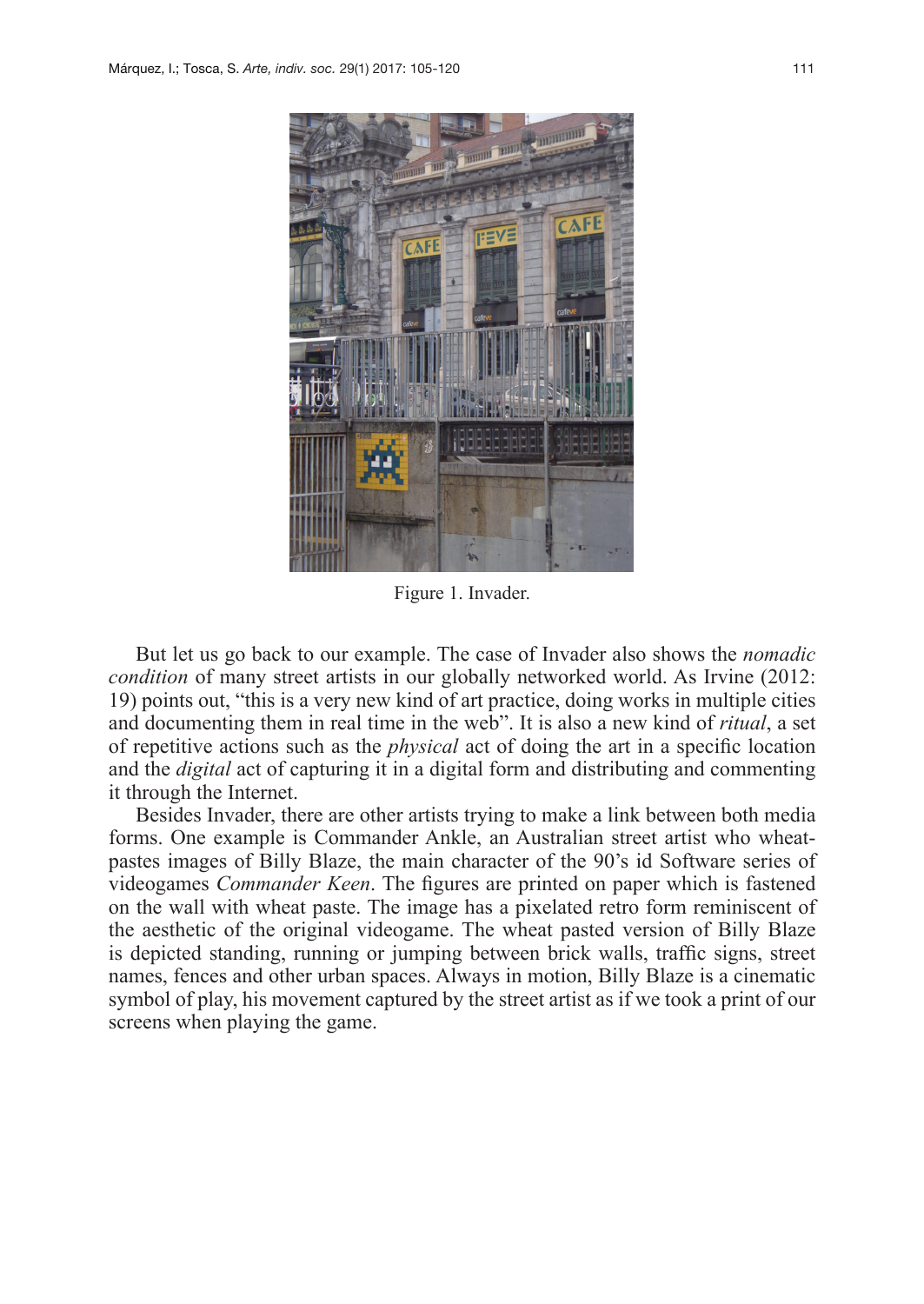Figure 1. Invader.

But let us go back to our example. The case of Invader also shows the *nomadic condition* of many street artists in our globally networked world. As Irvine (2012: 19) points out, "this is a very new kind of art practice, doing works in multiple cities and documenting them in real time in the web". It is also a new kind of *ritual*, a set of repetitive actions such as the *physical* act of doing the art in a specific location and the *digital* act of capturing it in a digital form and distributing and commenting it through the Internet.

Besides Invader, there are other artists trying to make a link between both media forms. One example is Commander Ankle, an Australian street artist who wheat-pastes images of Billy Blaze, the main character of the 90's id Software series of videogames *Commander Keen*. The figures are printed on paper which is fastened on the wall with wheat paste. The image has a pixelated retro form reminiscent of the aesthetic of the original videogame. The wheat pasted version of Billy Blaze is depicted standing, running or jumping between brick walls, traffic signs, street names, fences and other urban spaces. Always in motion, Billy Blaze is a cinematic symbol of play, his movement captured by the street artist as if we took a print of our screens when playing the game.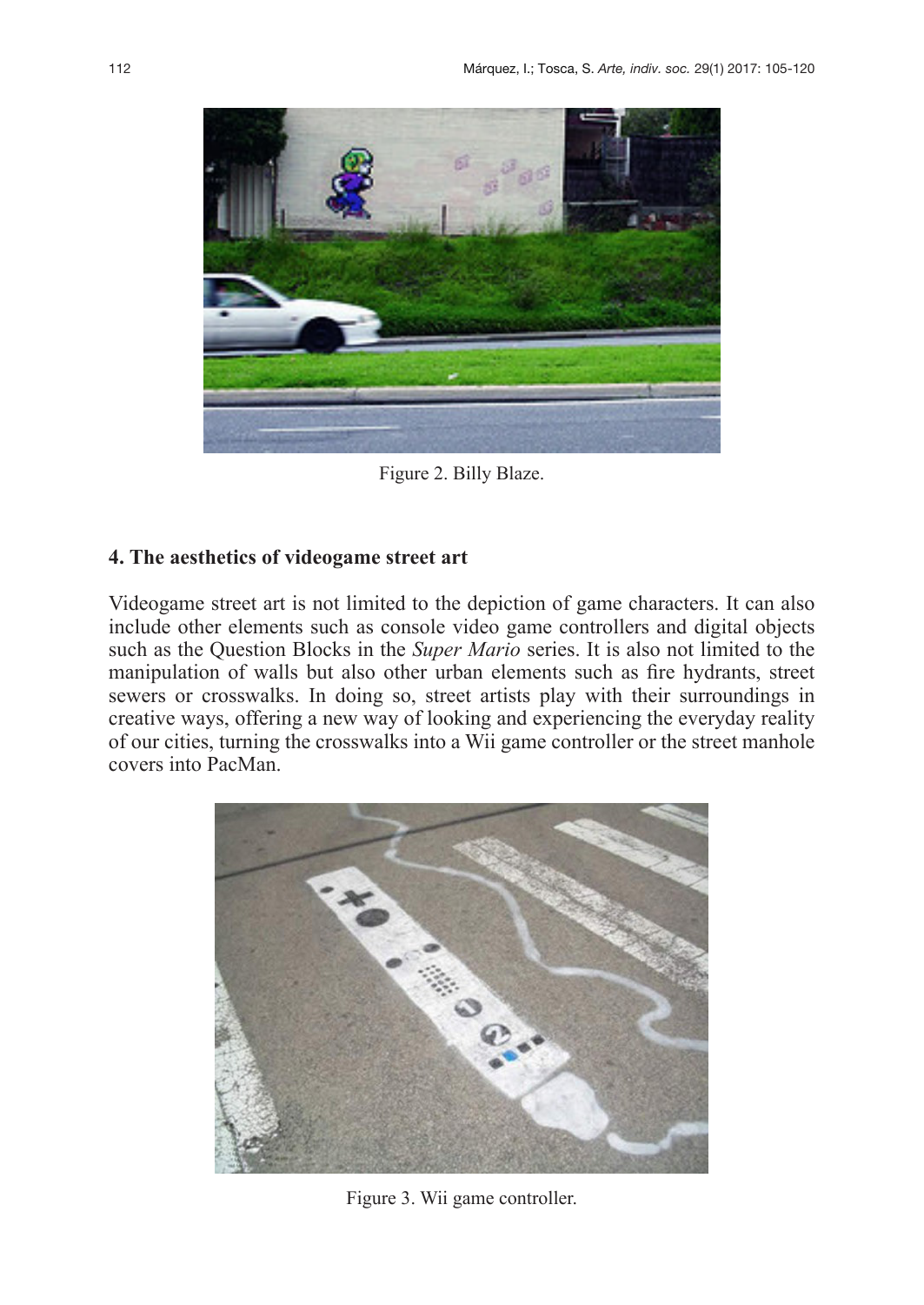Figure 2. Billy Blaze.

## 4. The aesthetics of videogame street art

Videogame street art is not limited to the depiction of game characters. It can also include other elements such as console video game controllers and digital objects such as the Question Blocks in the *Super Mario* series. It is also not limited to the manipulation of walls but also other urban elements such as fire hydrants, street sewers or crosswalks. In doing so, street artists play with their surroundings in creative ways, offering a new way of looking and experiencing the everyday reality of our cities, turning the crosswalks into a Wii game controller or the street manhole covers into PacMan.

Figure 3. Wii game controller.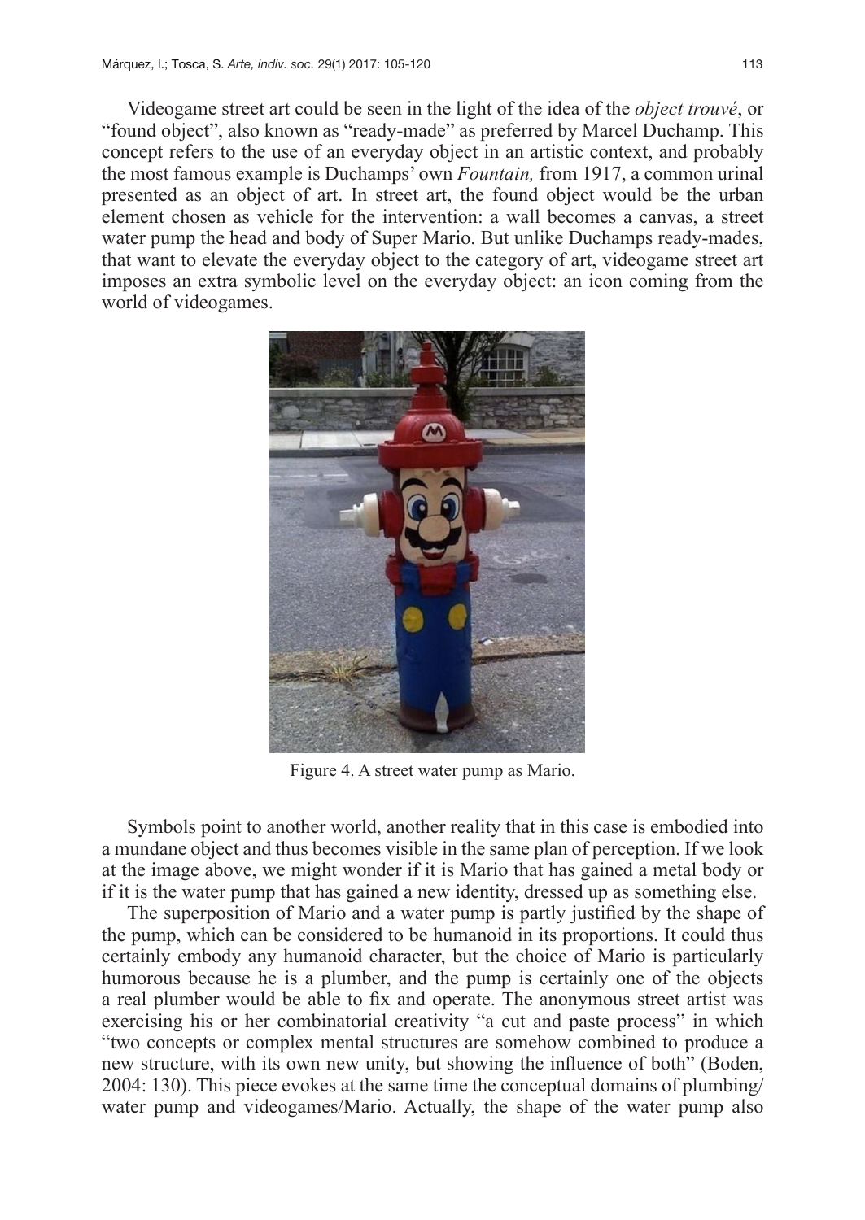Videogame street art could be seen in the light of the idea of the *object trouvé*, or "found object", also known as "ready-made" as preferred by Marcel Duchamp. This concept refers to the use of an everyday object in an artistic context, and probably the most famous example is Duchamps' own *Fountain,* from 1917, a common urinal presented as an object of art. In street art, the found object would be the urban element chosen as vehicle for the intervention: a wall becomes a canvas, a street water pump the head and body of Super Mario. But unlike Duchamps ready-mades, that want to elevate the everyday object to the category of art, videogame street art imposes an extra symbolic level on the everyday object: an icon coming from the world of videogames.

Figure 4. A street water pump as Mario.

Symbols point to another world, another reality that in this case is embodied into a mundane object and thus becomes visible in the same plan of perception. If we look at the image above, we might wonder if it is Mario that has gained a metal body or if it is the water pump that has gained a new identity, dressed up as something else.

The superposition of Mario and a water pump is partly justified by the shape of the pump, which can be considered to be humanoid in its proportions. It could thus certainly embody any humanoid character, but the choice of Mario is particularly humorous because he is a plumber, and the pump is certainly one of the objects a real plumber would be able to fix and operate. The anonymous street artist was exercising his or her combinatorial creativity "a cut and paste process" in which "two concepts or complex mental structures are somehow combined to produce a new structure, with its own new unity, but showing the influence of both" (Boden, 2004: 130). This piece evokes at the same time the conceptual domains of plumbing/ water pump and videogames/Mario. Actually, the shape of the water pump also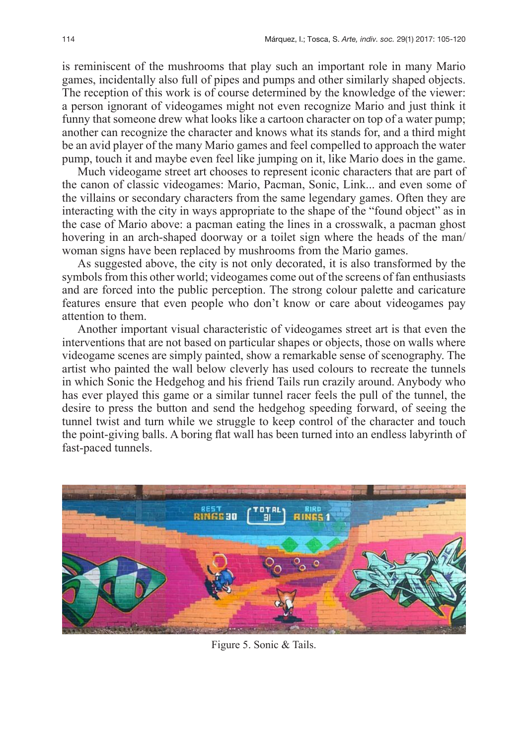is reminiscent of the mushrooms that play such an important role in many Mario games, incidentally also full of pipes and pumps and other similarly shaped objects. The reception of this work is of course determined by the knowledge of the viewer: a person ignorant of videogames might not even recognize Mario and just think it funny that someone drew what looks like a cartoon character on top of a water pump; another can recognize the character and knows what its stands for, and a third might be an avid player of the many Mario games and feel compelled to approach the water pump, touch it and maybe even feel like jumping on it, like Mario does in the game.

Much videogame street art chooses to represent iconic characters that are part of the canon of classic videogames: Mario, Pacman, Sonic, Link... and even some of the villains or secondary characters from the same legendary games. Often they are interacting with the city in ways appropriate to the shape of the "found object" as in the case of Mario above: a pacman eating the lines in a crosswalk, a pacman ghost hovering in an arch-shaped doorway or a toilet sign where the heads of the man/woman signs have been replaced by mushrooms from the Mario games.

As suggested above, the city is not only decorated, it is also transformed by the symbols from this other world; videogames come out of the screens of fan enthusiasts and are forced into the public perception. The strong colour palette and caricature features ensure that even people who don't know or care about videogames pay attention to them.

Another important visual characteristic of videogames street art is that even the interventions that are not based on particular shapes or objects, those on walls where videogame scenes are simply painted, show a remarkable sense of scenography. The artist who painted the wall below cleverly has used colours to recreate the tunnels in which Sonic the Hedgehog and his friend Tails run crazily around. Anybody who has ever played this game or a similar tunnel racer feels the pull of the tunnel, the desire to press the button and send the hedgehog speeding forward, of seeing the tunnel twist and turn while we struggle to keep control of the character and touch the point-giving balls. A boring flat wall has been turned into an endless labyrinth of fast-paced tunnels.

Figure 5. Sonic & Tails.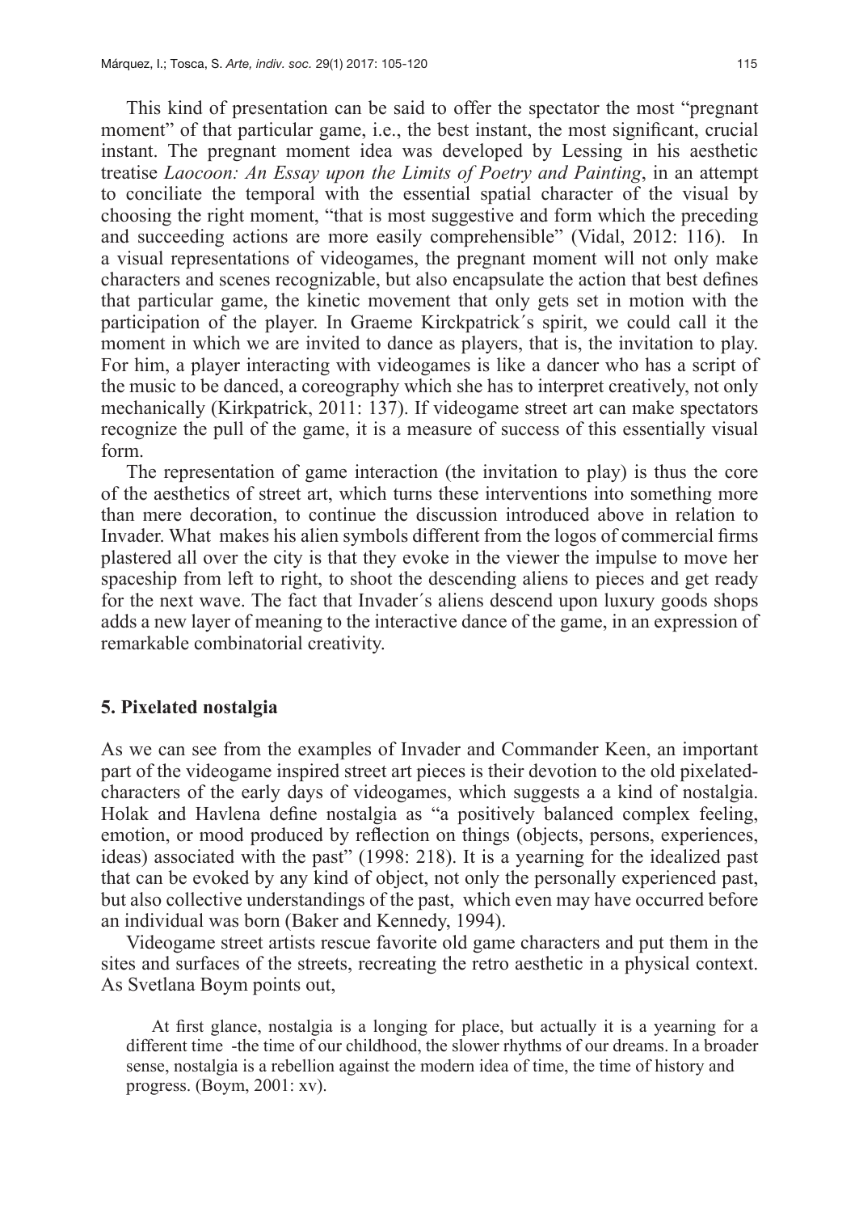This kind of presentation can be said to offer the spectator the most "pregnant moment" of that particular game, i.e., the best instant, the most significant, crucial instant. The pregnant moment idea was developed by Lessing in his aesthetic treatise *Laocoon: An Essay upon the Limits of Poetry and Painting*, in an attempt to conciliate the temporal with the essential spatial character of the visual by choosing the right moment, "that is most suggestive and form which the preceding and succeeding actions are more easily comprehensible" (Vidal, 2012: 116). In a visual representations of videogames, the pregnant moment will not only make characters and scenes recognizable, but also encapsulate the action that best defines that particular game, the kinetic movement that only gets set in motion with the participation of the player. In Graeme Kirckpatrick´s spirit, we could call it the moment in which we are invited to dance as players, that is, the invitation to play. For him, a player interacting with videogames is like a dancer who has a script of the music to be danced, a coreography which she has to interpret creatively, not only mechanically (Kirkpatrick, 2011: 137). If videogame street art can make spectators recognize the pull of the game, it is a measure of success of this essentially visual form.

The representation of game interaction (the invitation to play) is thus the core of the aesthetics of street art, which turns these interventions into something more than mere decoration, to continue the discussion introduced above in relation to Invader. What makes his alien symbols different from the logos of commercial firms plastered all over the city is that they evoke in the viewer the impulse to move her spaceship from left to right, to shoot the descending aliens to pieces and get ready for the next wave. The fact that Invader´s aliens descend upon luxury goods shops adds a new layer of meaning to the interactive dance of the game, in an expression of remarkable combinatorial creativity.

## 5. Pixelated nostalgia

As we can see from the examples of Invader and Commander Keen, an important part of the videogame inspired street art pieces is their devotion to the old pixelated-characters of the early days of videogames, which suggests a a kind of nostalgia. Holak and Havlena define nostalgia as "a positively balanced complex feeling, emotion, or mood produced by reflection on things (objects, persons, experiences, ideas) associated with the past" (1998: 218). It is a yearning for the idealized past that can be evoked by any kind of object, not only the personally experienced past, but also collective understandings of the past, which even may have occurred before an individual was born (Baker and Kennedy, 1994).

Videogame street artists rescue favorite old game characters and put them in the sites and surfaces of the streets, recreating the retro aesthetic in a physical context. As Svetlana Boym points out,

> At first glance, nostalgia is a longing for place, but actually it is a yearning for a different time -the time of our childhood, the slower rhythms of our dreams. In a broader sense, nostalgia is a rebellion against the modern idea of time, the time of history and progress. (Boym, 2001: xv).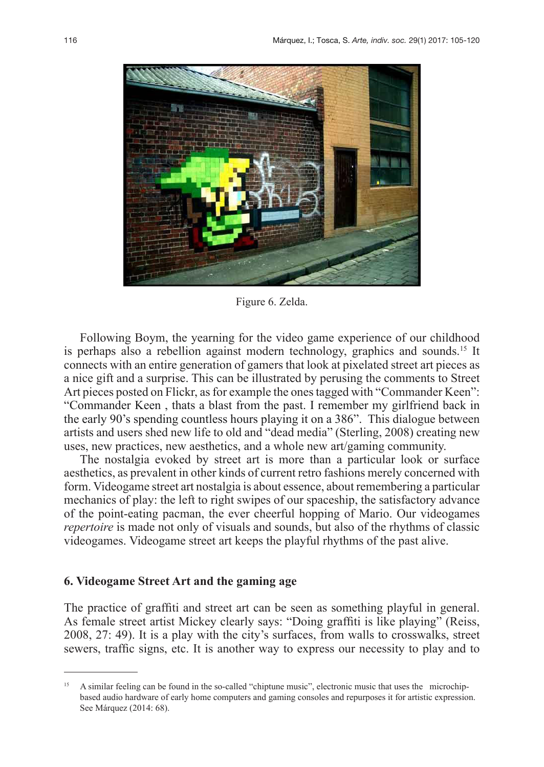Figure 6. Zelda.

Following Boym, the yearning for the video game experience of our childhood is perhaps also a rebellion against modern technology, graphics and sounds.[15] It connects with an entire generation of gamers that look at pixelated street art pieces as a nice gift and a surprise. This can be illustrated by perusing the comments to Street Art pieces posted on Flickr, as for example the ones tagged with "Commander Keen": "Commander Keen , thats a blast from the past. I remember my girlfriend back in the early 90's spending countless hours playing it on a 386". This dialogue between artists and users shed new life to old and "dead media" (Sterling, 2008) creating new uses, new practices, new aesthetics, and a whole new art/gaming community.

The nostalgia evoked by street art is more than a particular look or surface aesthetics, as prevalent in other kinds of current retro fashions merely concerned with form. Videogame street art nostalgia is about essence, about remembering a particular mechanics of play: the left to right swipes of our spaceship, the satisfactory advance of the point-eating pacman, the ever cheerful hopping of Mario. Our videogames *repertoire* is made not only of visuals and sounds, but also of the rhythms of classic videogames. Videogame street art keeps the playful rhythms of the past alive.

## 6. Videogame Street Art and the gaming age

The practice of graffiti and street art can be seen as something playful in general. As female street artist Mickey clearly says: "Doing graffiti is like playing" (Reiss, 2008, 27: 49). It is a play with the city's surfaces, from walls to crosswalks, street sewers, traffic signs, etc. It is another way to express our necessity to play and to

---

[15] A similar feeling can be found in the so-called "chiptune music", electronic music that uses the microchip-based audio hardware of early home computers and gaming consoles and repurposes it for artistic expression. See Márquez (2014: 68).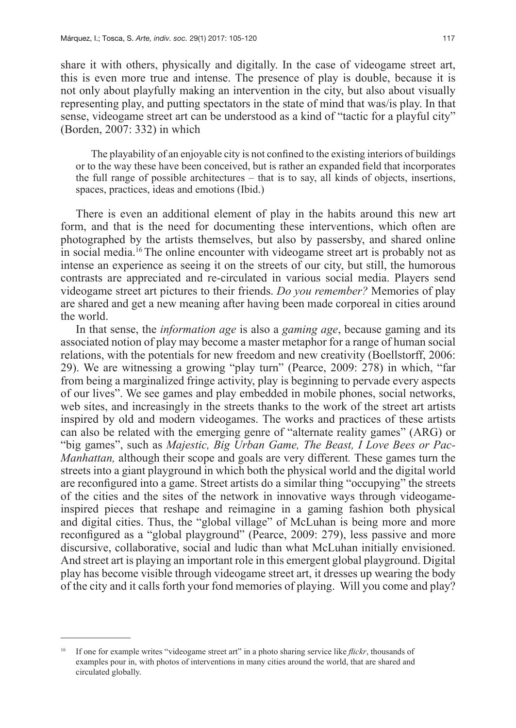share it with others, physically and digitally. In the case of videogame street art, this is even more true and intense. The presence of play is double, because it is not only about playfully making an intervention in the city, but also about visually representing play, and putting spectators in the state of mind that was/is play. In that sense, videogame street art can be understood as a kind of "tactic for a playful city" (Borden, 2007: 332) in which

> The playability of an enjoyable city is not confined to the existing interiors of buildings or to the way these have been conceived, but is rather an expanded field that incorporates the full range of possible architectures – that is to say, all kinds of objects, insertions, spaces, practices, ideas and emotions (Ibid.)

There is even an additional element of play in the habits around this new art form, and that is the need for documenting these interventions, which often are photographed by the artists themselves, but also by passersby, and shared online in social media.[16] The online encounter with videogame street art is probably not as intense an experience as seeing it on the streets of our city, but still, the humorous contrasts are appreciated and re-circulated in various social media. Players send videogame street art pictures to their friends. *Do you remember?* Memories of play are shared and get a new meaning after having been made corporeal in cities around the world.

In that sense, the *information age* is also a *gaming age*, because gaming and its associated notion of play may become a master metaphor for a range of human social relations, with the potentials for new freedom and new creativity (Boellstorff, 2006: 29). We are witnessing a growing "play turn" (Pearce, 2009: 278) in which, "far from being a marginalized fringe activity, play is beginning to pervade every aspects of our lives". We see games and play embedded in mobile phones, social networks, web sites, and increasingly in the streets thanks to the work of the street art artists inspired by old and modern videogames. The works and practices of these artists can also be related with the emerging genre of "alternate reality games" (ARG) or "big games", such as *Majestic, Big Urban Game, The Beast, I Love Bees or Pac-Manhattan,* although their scope and goals are very different. These games turn the streets into a giant playground in which both the physical world and the digital world are reconfigured into a game. Street artists do a similar thing "occupying" the streets of the cities and the sites of the network in innovative ways through videogame-inspired pieces that reshape and reimagine in a gaming fashion both physical and digital cities. Thus, the "global village" of McLuhan is being more and more reconfigured as a "global playground" (Pearce, 2009: 279), less passive and more discursive, collaborative, social and ludic than what McLuhan initially envisioned. And street art is playing an important role in this emergent global playground. Digital play has become visible through videogame street art, it dresses up wearing the body of the city and it calls forth your fond memories of playing. Will you come and play?

---

[16] If one for example writes "videogame street art" in a photo sharing service like *flickr*, thousands of examples pour in, with photos of interventions in many cities around the world, that are shared and circulated globally.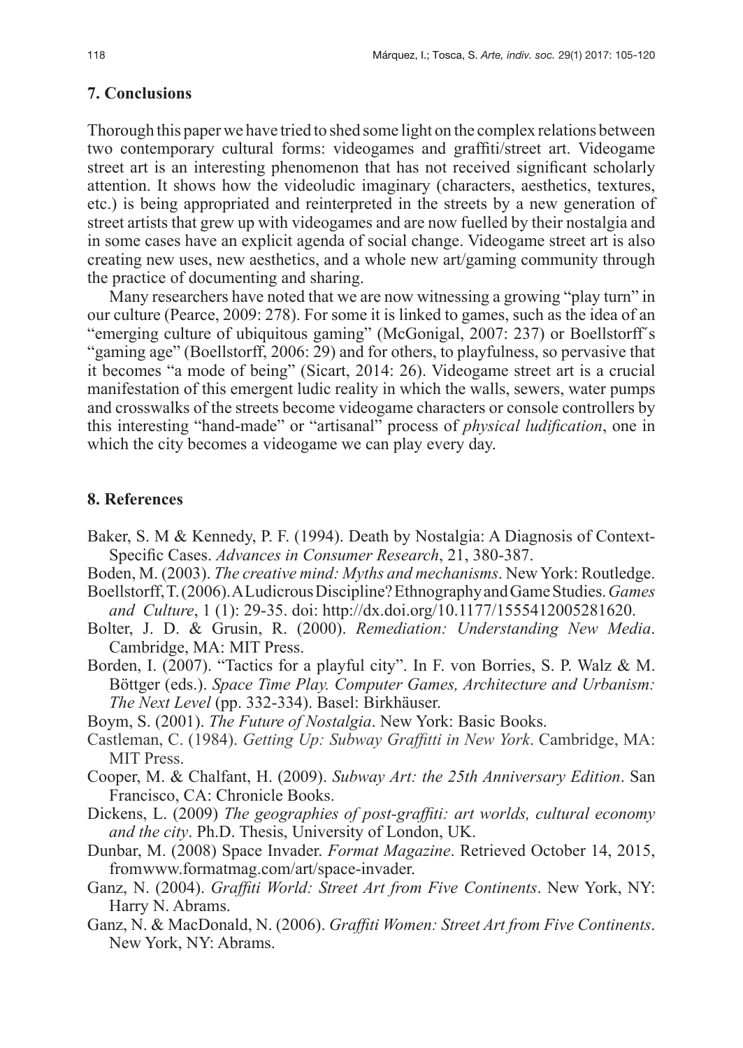## 7. Conclusions

Thorough this paper we have tried to shed some light on the complex relations between two contemporary cultural forms: videogames and graffiti/street art. Videogame street art is an interesting phenomenon that has not received significant scholarly attention. It shows how the videoludic imaginary (characters, aesthetics, textures, etc.) is being appropriated and reinterpreted in the streets by a new generation of street artists that grew up with videogames and are now fuelled by their nostalgia and in some cases have an explicit agenda of social change. Videogame street art is also creating new uses, new aesthetics, and a whole new art/gaming community through the practice of documenting and sharing.

Many researchers have noted that we are now witnessing a growing "play turn" in our culture (Pearce, 2009: 278). For some it is linked to games, such as the idea of an "emerging culture of ubiquitous gaming" (McGonigal, 2007: 237) or Boellstorff´s "gaming age" (Boellstorff, 2006: 29) and for others, to playfulness, so pervasive that it becomes "a mode of being" (Sicart, 2014: 26). Videogame street art is a crucial manifestation of this emergent ludic reality in which the walls, sewers, water pumps and crosswalks of the streets become videogame characters or console controllers by this interesting "hand-made" or "artisanal" process of *physical ludification*, one in which the city becomes a videogame we can play every day.

## 8. References

Baker, S. M & Kennedy, P. F. (1994). Death by Nostalgia: A Diagnosis of Context-Specific Cases. *Advances in Consumer Research*, 21, 380-387.

Boden, M. (2003). *The creative mind: Myths and mechanisms*. New York: Routledge.

Boellstorff, T. (2006). A Ludicrous Discipline? Ethnography and Game Studies. *Games and Culture*, 1 (1): 29-35. doi: http://dx.doi.org/10.1177/1555412005281620.

Bolter, J. D. & Grusin, R. (2000). *Remediation: Understanding New Media*. Cambridge, MA: MIT Press.

Borden, I. (2007). "Tactics for a playful city". In F. von Borries, S. P. Walz & M. Böttger (eds.). *Space Time Play. Computer Games, Architecture and Urbanism: The Next Level* (pp. 332-334). Basel: Birkhäuser.

Boym, S. (2001). *The Future of Nostalgia*. New York: Basic Books.

Castleman, C. (1984). *Getting Up: Subway Graffitti in New York*. Cambridge, MA: MIT Press.

Cooper, M. & Chalfant, H. (2009). *Subway Art: the 25th Anniversary Edition*. San Francisco, CA: Chronicle Books.

Dickens, L. (2009) *The geographies of post-graffiti: art worlds, cultural economy and the city*. Ph.D. Thesis, University of London, UK.

Dunbar, M. (2008) Space Invader. *Format Magazine*. Retrieved October 14, 2015, fromwww.formatmag.com/art/space-invader.

Ganz, N. (2004). *Graffiti World: Street Art from Five Continents*. New York, NY: Harry N. Abrams.

Ganz, N. & MacDonald, N. (2006). *Graffiti Women: Street Art from Five Continents*. New York, NY: Abrams.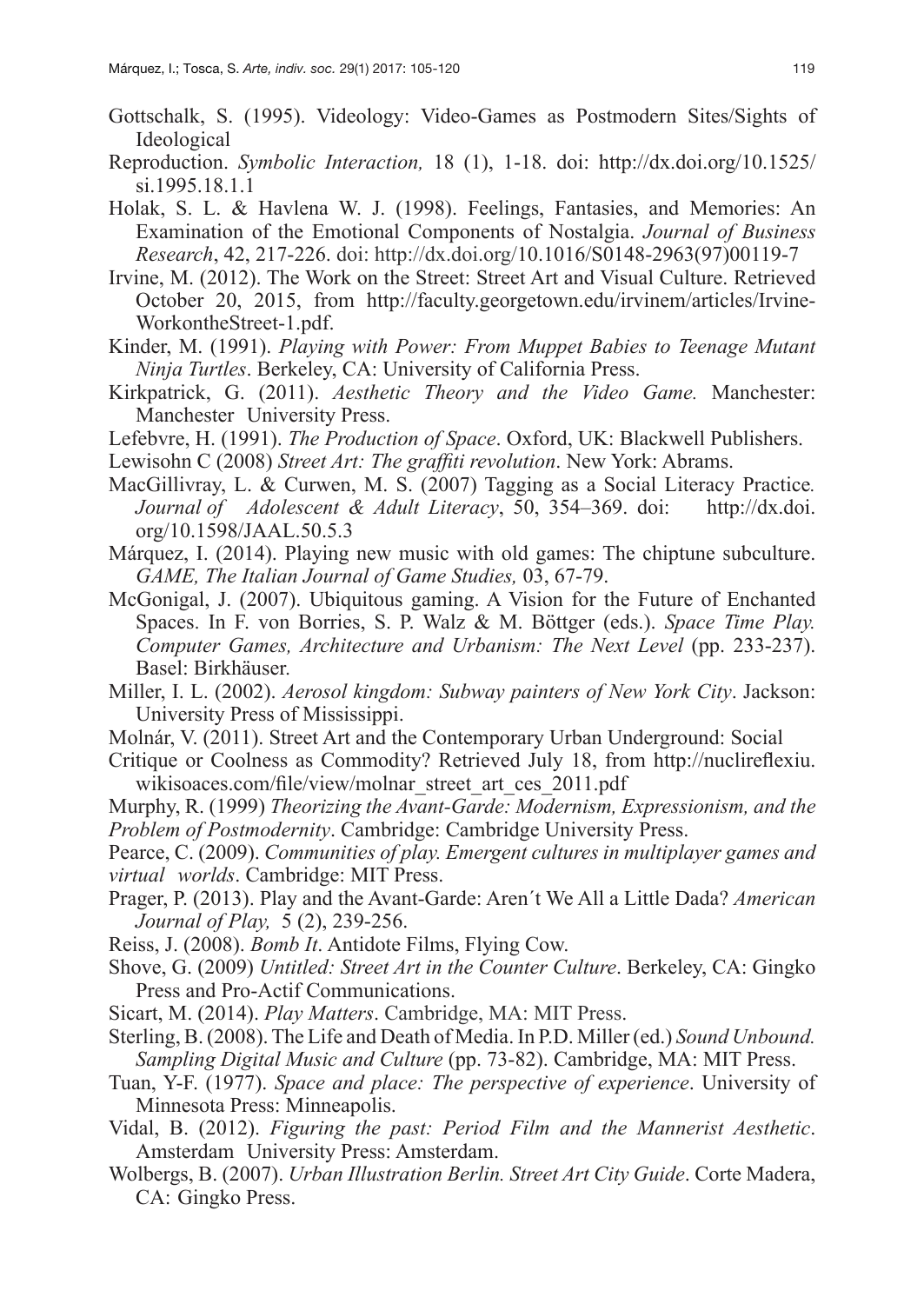Gottschalk, S. (1995). Videology: Video-Games as Postmodern Sites/Sights of Ideological

Reproduction. *Symbolic Interaction,* 18 (1), 1-18. doi: http://dx.doi.org/10.1525/si.1995.18.1.1

Holak, S. L. & Havlena W. J. (1998). Feelings, Fantasies, and Memories: An Examination of the Emotional Components of Nostalgia. *Journal of Business Research*, 42, 217-226. doi: http://dx.doi.org/10.1016/S0148-2963(97)00119-7

Irvine, M. (2012). The Work on the Street: Street Art and Visual Culture. Retrieved October 20, 2015, from http://faculty.georgetown.edu/irvinem/articles/Irvine-WorkontheStreet-1.pdf.

Kinder, M. (1991). *Playing with Power: From Muppet Babies to Teenage Mutant Ninja Turtles*. Berkeley, CA: University of California Press.

Kirkpatrick, G. (2011). *Aesthetic Theory and the Video Game.* Manchester: Manchester University Press.

Lefebvre, H. (1991). *The Production of Space*. Oxford, UK: Blackwell Publishers.

Lewisohn C (2008) *Street Art: The graffiti revolution*. New York: Abrams.

MacGillivray, L. & Curwen, M. S. (2007) Tagging as a Social Literacy Practice*. Journal of Adolescent & Adult Literacy*, 50, 354–369. doi: http://dx.doi.org/10.1598/JAAL.50.5.3

Márquez, I. (2014). Playing new music with old games: The chiptune subculture. *GAME, The Italian Journal of Game Studies,* 03, 67-79.

McGonigal, J. (2007). Ubiquitous gaming. A Vision for the Future of Enchanted Spaces. In F. von Borries, S. P. Walz & M. Böttger (eds.). *Space Time Play. Computer Games, Architecture and Urbanism: The Next Level* (pp. 233-237). Basel: Birkhäuser.

Miller, I. L. (2002). *Aerosol kingdom: Subway painters of New York City*. Jackson: University Press of Mississippi.

Molnár, V. (2011). Street Art and the Contemporary Urban Underground: Social

Critique or Coolness as Commodity? Retrieved July 18, from http://nuclireflexiu.wikisoaces.com/file/view/molnar_street_art_ces_2011.pdf

Murphy, R. (1999) *Theorizing the Avant-Garde: Modernism, Expressionism, and the Problem of Postmodernity*. Cambridge: Cambridge University Press.

Pearce, C. (2009). *Communities of play. Emergent cultures in multiplayer games and virtual worlds*. Cambridge: MIT Press.

Prager, P. (2013). Play and the Avant-Garde: Aren´t We All a Little Dada? *American Journal of Play,* 5 (2), 239-256.

Reiss, J. (2008). *Bomb It*. Antidote Films, Flying Cow.

Shove, G. (2009) *Untitled: Street Art in the Counter Culture*. Berkeley, CA: Gingko Press and Pro-Actif Communications.

Sicart, M. (2014). *Play Matters*. Cambridge, MA: MIT Press.

Sterling, B. (2008). The Life and Death of Media. In P.D. Miller (ed.) *Sound Unbound. Sampling Digital Music and Culture* (pp. 73-82). Cambridge, MA: MIT Press.

Tuan, Y-F. (1977). *Space and place: The perspective of experience*. University of Minnesota Press: Minneapolis.

Vidal, B. (2012). *Figuring the past: Period Film and the Mannerist Aesthetic*. Amsterdam University Press: Amsterdam.

Wolbergs, B. (2007). *Urban Illustration Berlin. Street Art City Guide*. Corte Madera, CA: Gingko Press.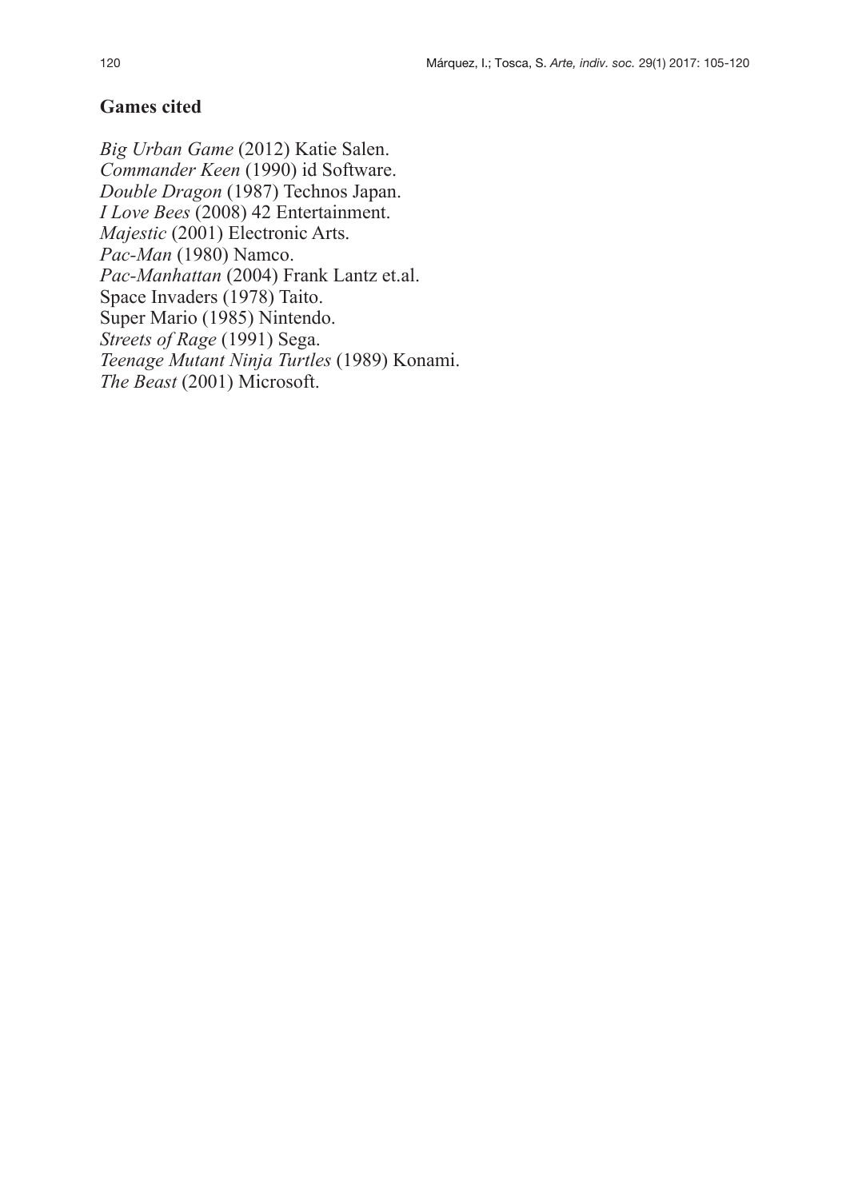## Games cited

*Big Urban Game* (2012) Katie Salen.
*Commander Keen* (1990) id Software.
*Double Dragon* (1987) Technos Japan.
*I Love Bees* (2008) 42 Entertainment.
*Majestic* (2001) Electronic Arts.
*Pac-Man* (1980) Namco.
*Pac-Manhattan* (2004) Frank Lantz et.al.
Space Invaders (1978) Taito.
Super Mario (1985) Nintendo.
*Streets of Rage* (1991) Sega.
*Teenage Mutant Ninja Turtles* (1989) Konami.
*The Beast* (2001) Microsoft.